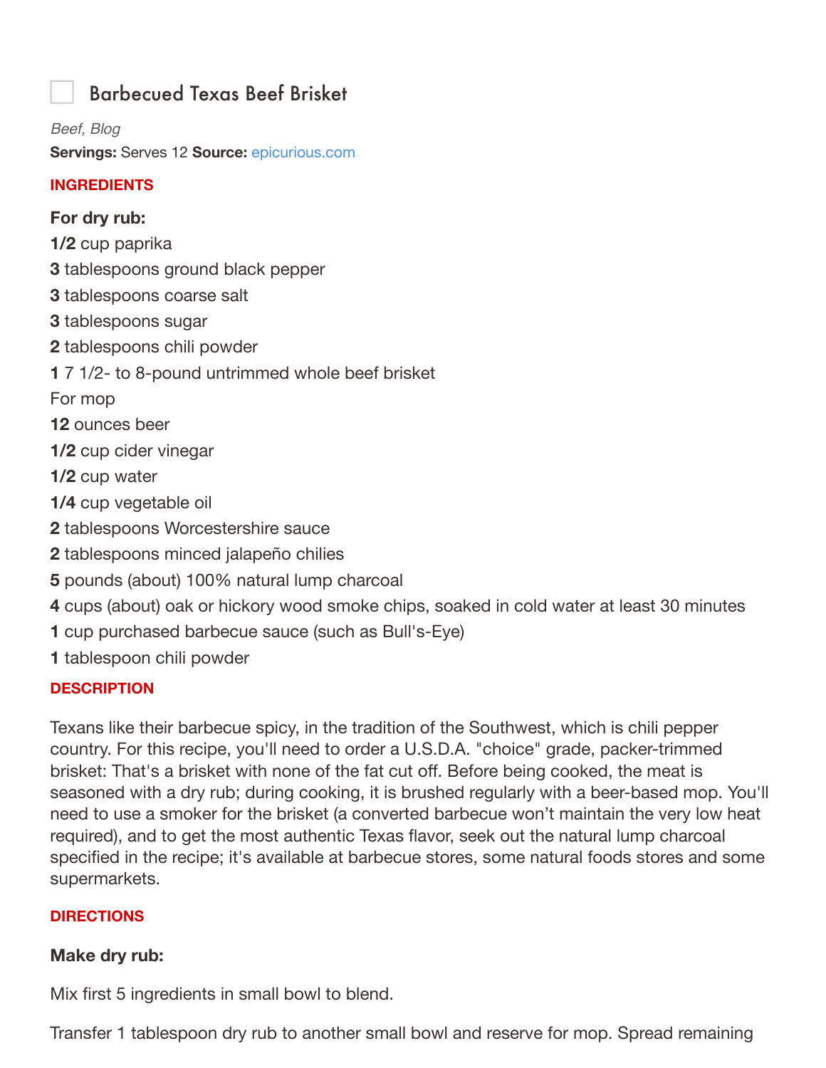# Barbecued Texas Beef Brisket

*Beef, Blog*

**Servings:** Serves 12 **Source:** epicurious.com

## INGREDIENTS

**For dry rub:**

**1/2** cup paprika
**3** tablespoons ground black pepper
**3** tablespoons coarse salt
**3** tablespoons sugar
**2** tablespoons chili powder
**1** 7 1/2- to 8-pound untrimmed whole beef brisket
For mop
**12** ounces beer
**1/2** cup cider vinegar
**1/2** cup water
**1/4** cup vegetable oil
**2** tablespoons Worcestershire sauce
**2** tablespoons minced jalapeño chilies
**5** pounds (about) 100% natural lump charcoal
**4** cups (about) oak or hickory wood smoke chips, soaked in cold water at least 30 minutes
**1** cup purchased barbecue sauce (such as Bull's-Eye)
**1** tablespoon chili powder

## DESCRIPTION

Texans like their barbecue spicy, in the tradition of the Southwest, which is chili pepper country. For this recipe, you'll need to order a U.S.D.A. "choice" grade, packer-trimmed brisket: That's a brisket with none of the fat cut off. Before being cooked, the meat is seasoned with a dry rub; during cooking, it is brushed regularly with a beer-based mop. You'll need to use a smoker for the brisket (a converted barbecue won't maintain the very low heat required), and to get the most authentic Texas flavor, seek out the natural lump charcoal specified in the recipe; it's available at barbecue stores, some natural foods stores and some supermarkets.

## DIRECTIONS

**Make dry rub:**

Mix first 5 ingredients in small bowl to blend.

Transfer 1 tablespoon dry rub to another small bowl and reserve for mop. Spread remaining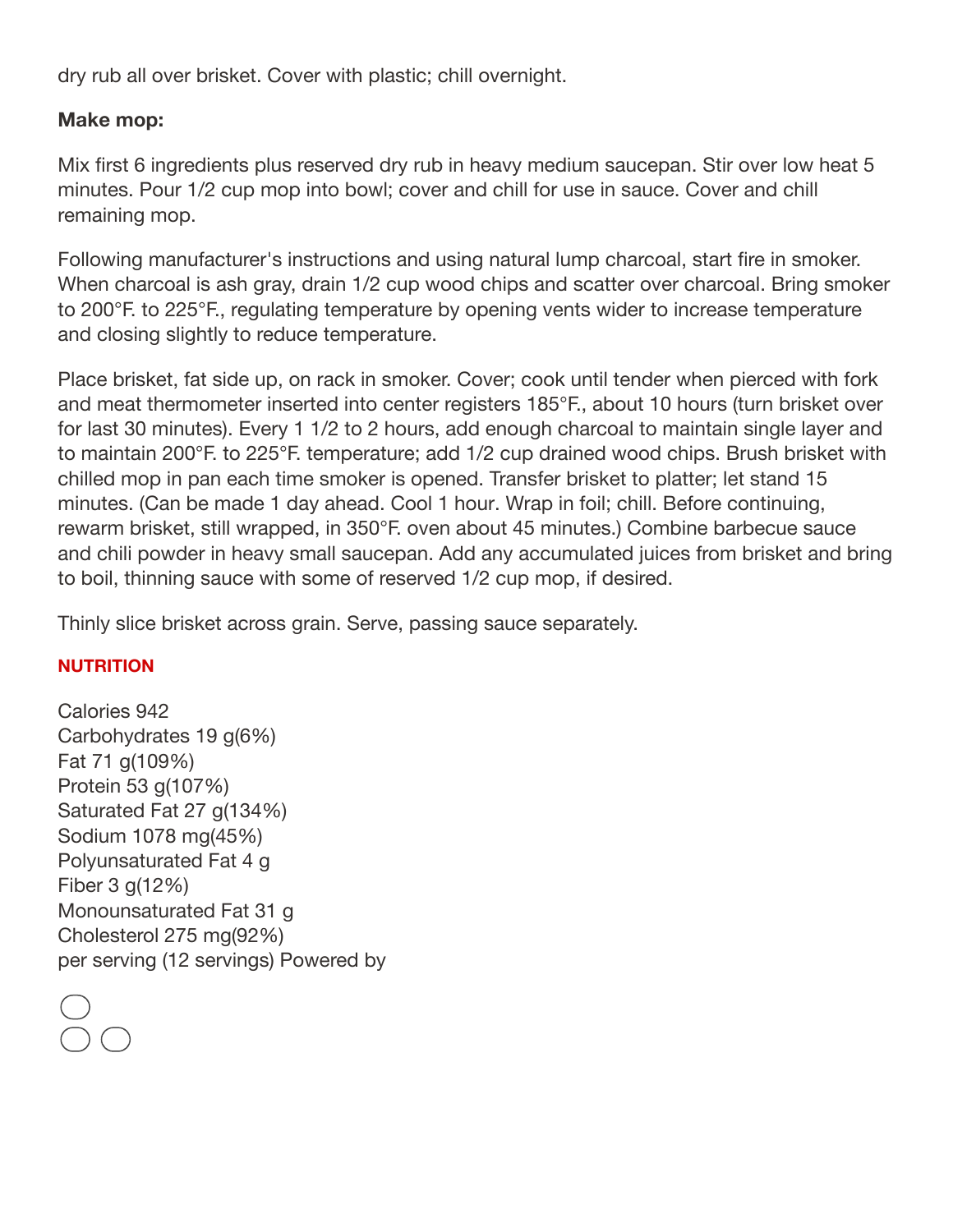dry rub all over brisket. Cover with plastic; chill overnight.

**Make mop:**

Mix first 6 ingredients plus reserved dry rub in heavy medium saucepan. Stir over low heat 5 minutes. Pour 1/2 cup mop into bowl; cover and chill for use in sauce. Cover and chill remaining mop.

Following manufacturer's instructions and using natural lump charcoal, start fire in smoker. When charcoal is ash gray, drain 1/2 cup wood chips and scatter over charcoal. Bring smoker to 200°F. to 225°F., regulating temperature by opening vents wider to increase temperature and closing slightly to reduce temperature.

Place brisket, fat side up, on rack in smoker. Cover; cook until tender when pierced with fork and meat thermometer inserted into center registers 185°F., about 10 hours (turn brisket over for last 30 minutes). Every 1 1/2 to 2 hours, add enough charcoal to maintain single layer and to maintain 200°F. to 225°F. temperature; add 1/2 cup drained wood chips. Brush brisket with chilled mop in pan each time smoker is opened. Transfer brisket to platter; let stand 15 minutes. (Can be made 1 day ahead. Cool 1 hour. Wrap in foil; chill. Before continuing, rewarm brisket, still wrapped, in 350°F. oven about 45 minutes.) Combine barbecue sauce and chili powder in heavy small saucepan. Add any accumulated juices from brisket and bring to boil, thinning sauce with some of reserved 1/2 cup mop, if desired.

Thinly slice brisket across grain. Serve, passing sauce separately.

**NUTRITION**

Calories 942
Carbohydrates 19 g(6%)
Fat 71 g(109%)
Protein 53 g(107%)
Saturated Fat 27 g(134%)
Sodium 1078 mg(45%)
Polyunsaturated Fat 4 g
Fiber 3 g(12%)
Monounsaturated Fat 31 g
Cholesterol 275 mg(92%)
per serving (12 servings) Powered by